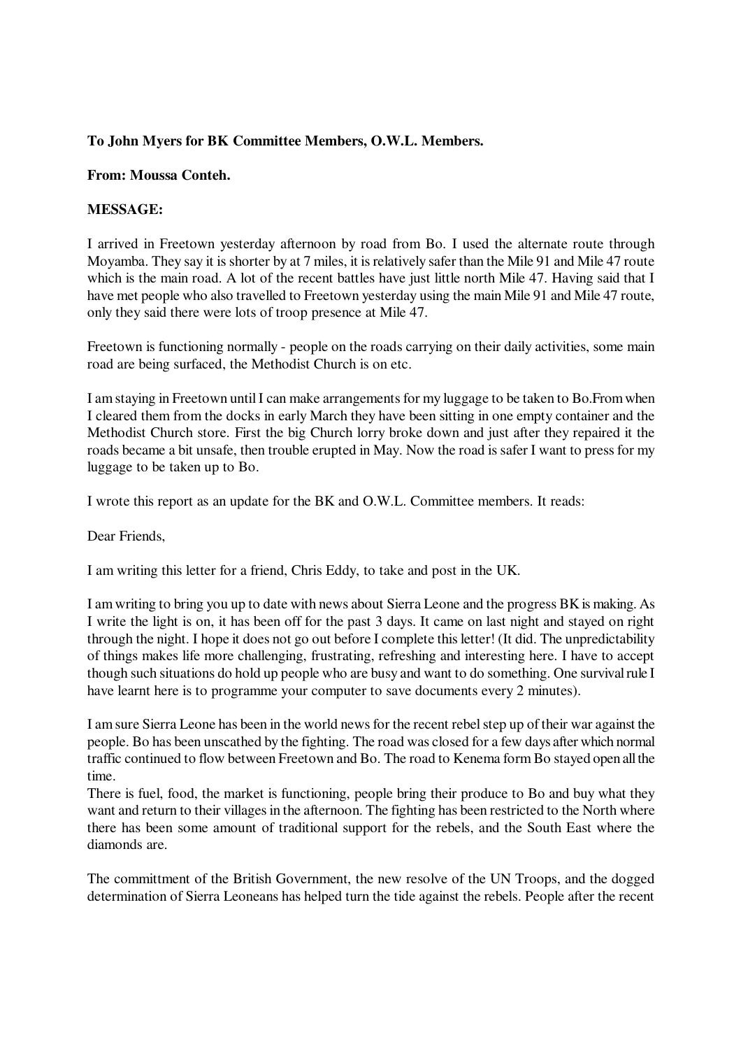**To John Myers for BK Committee Members, O.W.L. Members.**

**From: Moussa Conteh.**

**MESSAGE:**

I arrived in Freetown yesterday afternoon by road from Bo. I used the alternate route through Moyamba. They say it is shorter by at 7 miles, it is relatively safer than the Mile 91 and Mile 47 route which is the main road. A lot of the recent battles have just little north Mile 47. Having said that I have met people who also travelled to Freetown yesterday using the main Mile 91 and Mile 47 route, only they said there were lots of troop presence at Mile 47.

Freetown is functioning normally - people on the roads carrying on their daily activities, some main road are being surfaced, the Methodist Church is on etc.

I am staying in Freetown until I can make arrangements for my luggage to be taken to Bo.From when I cleared them from the docks in early March they have been sitting in one empty container and the Methodist Church store. First the big Church lorry broke down and just after they repaired it the roads became a bit unsafe, then trouble erupted in May. Now the road is safer I want to press for my luggage to be taken up to Bo.

I wrote this report as an update for the BK and O.W.L. Committee members. It reads:

Dear Friends,

I am writing this letter for a friend, Chris Eddy, to take and post in the UK.

I am writing to bring you up to date with news about Sierra Leone and the progress BK is making. As I write the light is on, it has been off for the past 3 days. It came on last night and stayed on right through the night. I hope it does not go out before I complete this letter! (It did. The unpredictability of things makes life more challenging, frustrating, refreshing and interesting here. I have to accept though such situations do hold up people who are busy and want to do something. One survival rule I have learnt here is to programme your computer to save documents every 2 minutes).

I am sure Sierra Leone has been in the world news for the recent rebel step up of their war against the people. Bo has been unscathed by the fighting. The road was closed for a few days after which normal traffic continued to flow between Freetown and Bo. The road to Kenema form Bo stayed open all the time.
There is fuel, food, the market is functioning, people bring their produce to Bo and buy what they want and return to their villages in the afternoon. The fighting has been restricted to the North where there has been some amount of traditional support for the rebels, and the South East where the diamonds are.

The committment of the British Government, the new resolve of the UN Troops, and the dogged determination of Sierra Leoneans has helped turn the tide against the rebels. People after the recent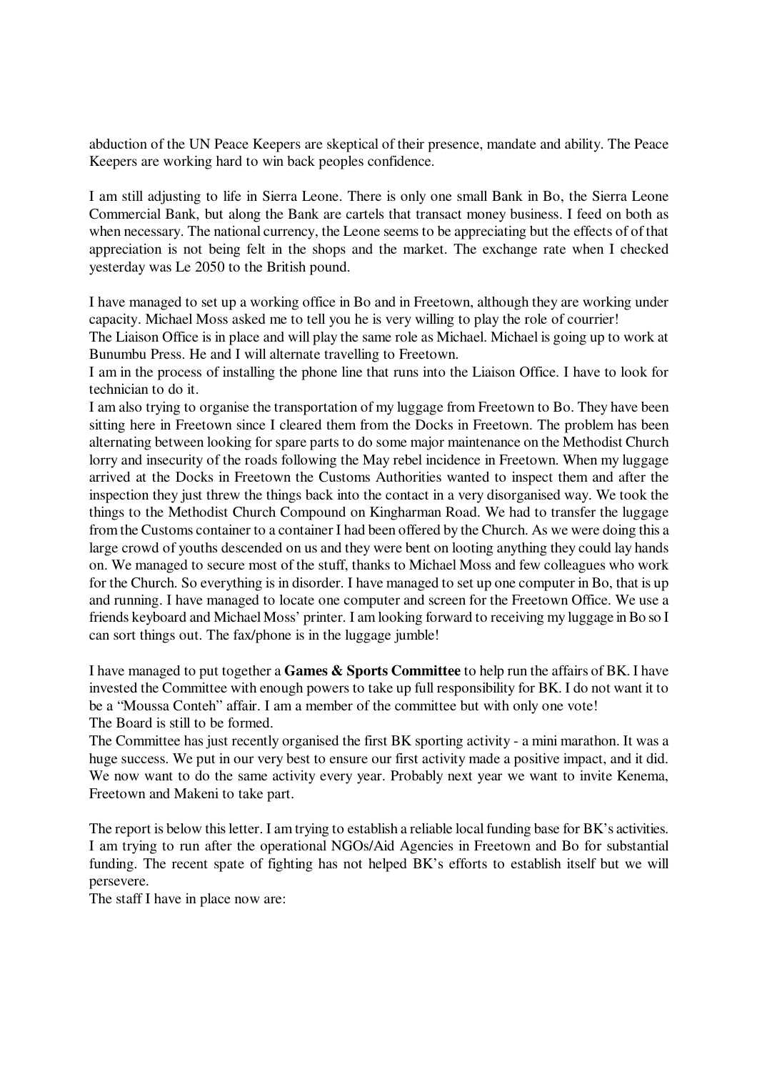abduction of the UN Peace Keepers are skeptical of their presence, mandate and ability. The Peace Keepers are working hard to win back peoples confidence.

I am still adjusting to life in Sierra Leone. There is only one small Bank in Bo, the Sierra Leone Commercial Bank, but along the Bank are cartels that transact money business. I feed on both as when necessary. The national currency, the Leone seems to be appreciating but the effects of of that appreciation is not being felt in the shops and the market. The exchange rate when I checked yesterday was Le 2050 to the British pound.

I have managed to set up a working office in Bo and in Freetown, although they are working under capacity. Michael Moss asked me to tell you he is very willing to play the role of courrier!
The Liaison Office is in place and will play the same role as Michael. Michael is going up to work at Bunumbu Press. He and I will alternate travelling to Freetown.
I am in the process of installing the phone line that runs into the Liaison Office. I have to look for technician to do it.
I am also trying to organise the transportation of my luggage from Freetown to Bo. They have been sitting here in Freetown since I cleared them from the Docks in Freetown. The problem has been alternating between looking for spare parts to do some major maintenance on the Methodist Church lorry and insecurity of the roads following the May rebel incidence in Freetown. When my luggage arrived at the Docks in Freetown the Customs Authorities wanted to inspect them and after the inspection they just threw the things back into the contact in a very disorganised way. We took the things to the Methodist Church Compound on Kingharman Road. We had to transfer the luggage from the Customs container to a container I had been offered by the Church. As we were doing this a large crowd of youths descended on us and they were bent on looting anything they could lay hands on. We managed to secure most of the stuff, thanks to Michael Moss and few colleagues who work for the Church. So everything is in disorder. I have managed to set up one computer in Bo, that is up and running. I have managed to locate one computer and screen for the Freetown Office. We use a friends keyboard and Michael Moss' printer. I am looking forward to receiving my luggage in Bo so I can sort things out. The fax/phone is in the luggage jumble!

I have managed to put together a **Games & Sports Committee** to help run the affairs of BK. I have invested the Committee with enough powers to take up full responsibility for BK. I do not want it to be a "Moussa Conteh" affair. I am a member of the committee but with only one vote!
The Board is still to be formed.
The Committee has just recently organised the first BK sporting activity - a mini marathon. It was a huge success. We put in our very best to ensure our first activity made a positive impact, and it did. We now want to do the same activity every year. Probably next year we want to invite Kenema, Freetown and Makeni to take part.

The report is below this letter. I am trying to establish a reliable local funding base for BK's activities. I am trying to run after the operational NGOs/Aid Agencies in Freetown and Bo for substantial funding. The recent spate of fighting has not helped BK's efforts to establish itself but we will persevere.
The staff I have in place now are: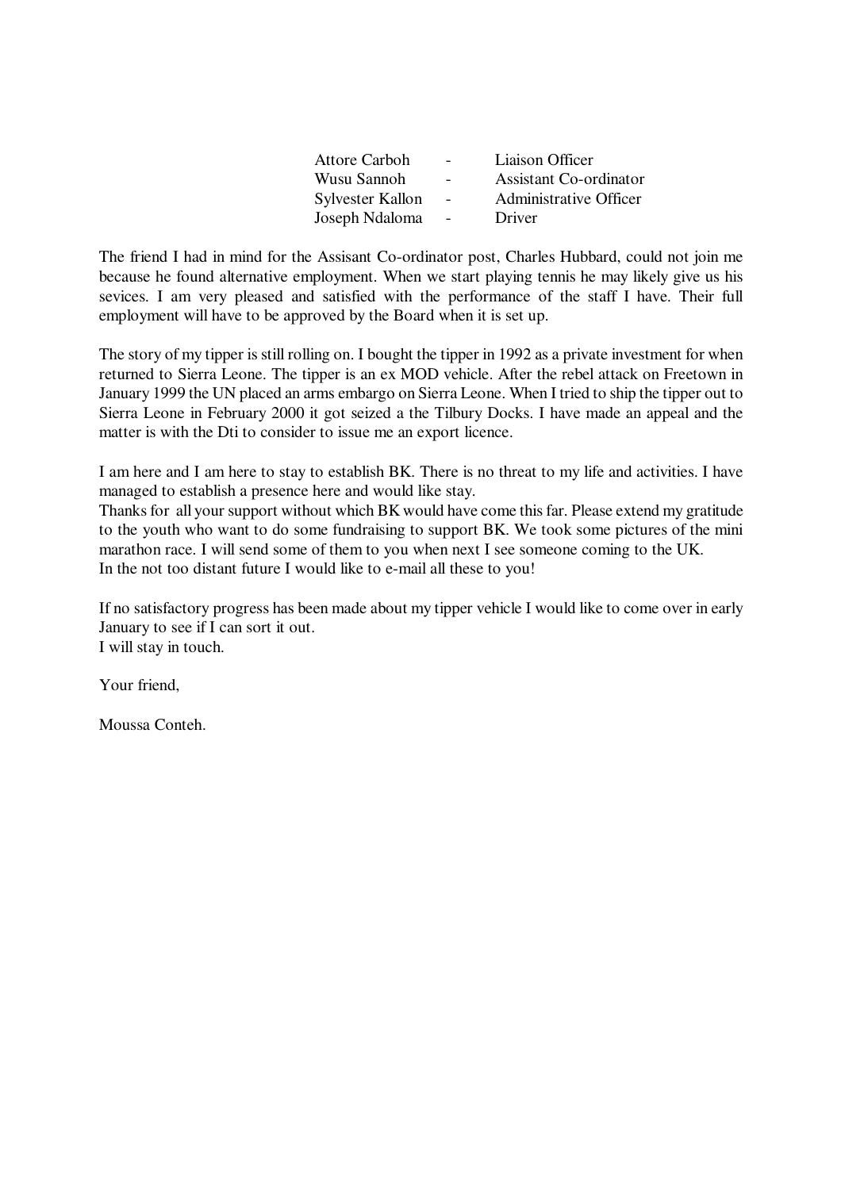| | | |
|---|---|---|
| Attore Carboh | - | Liaison Officer |
| Wusu Sannoh | - | Assistant Co-ordinator |
| Sylvester Kallon | - | Administrative Officer |
| Joseph Ndaloma | - | Driver |

The friend I had in mind for the Assisant Co-ordinator post, Charles Hubbard, could not join me because he found alternative employment. When we start playing tennis he may likely give us his sevices. I am very pleased and satisfied with the performance of the staff I have. Their full employment will have to be approved by the Board when it is set up.

The story of my tipper is still rolling on. I bought the tipper in 1992 as a private investment for when returned to Sierra Leone. The tipper is an ex MOD vehicle. After the rebel attack on Freetown in January 1999 the UN placed an arms embargo on Sierra Leone. When I tried to ship the tipper out to Sierra Leone in February 2000 it got seized a the Tilbury Docks. I have made an appeal and the matter is with the Dti to consider to issue me an export licence.

I am here and I am here to stay to establish BK. There is no threat to my life and activities. I have managed to establish a presence here and would like stay.
Thanks for all your support without which BK would have come this far. Please extend my gratitude to the youth who want to do some fundraising to support BK. We took some pictures of the mini marathon race. I will send some of them to you when next I see someone coming to the UK.
In the not too distant future I would like to e-mail all these to you!

If no satisfactory progress has been made about my tipper vehicle I would like to come over in early January to see if I can sort it out.
I will stay in touch.

Your friend,

Moussa Conteh.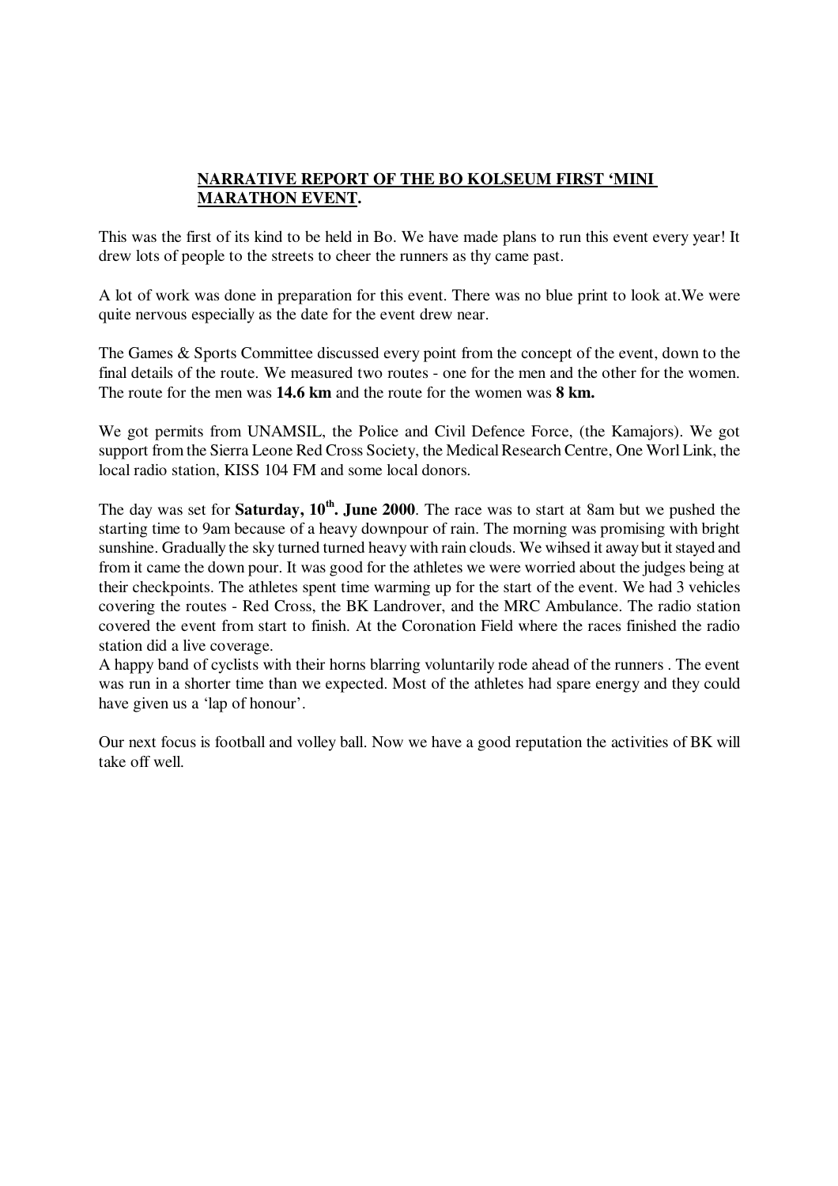## NARRATIVE REPORT OF THE BO KOLSEUM FIRST 'MINI MARATHON EVENT.

This was the first of its kind to be held in Bo. We have made plans to run this event every year! It drew lots of people to the streets to cheer the runners as thy came past.

A lot of work was done in preparation for this event. There was no blue print to look at.We were quite nervous especially as the date for the event drew near.

The Games & Sports Committee discussed every point from the concept of the event, down to the final details of the route. We measured two routes - one for the men and the other for the women. The route for the men was **14.6 km** and the route for the women was **8 km.**

We got permits from UNAMSIL, the Police and Civil Defence Force, (the Kamajors). We got support from the Sierra Leone Red Cross Society, the Medical Research Centre, One Worl Link, the local radio station, KISS 104 FM and some local donors.

The day was set for **Saturday, 10th. June 2000**. The race was to start at 8am but we pushed the starting time to 9am because of a heavy downpour of rain. The morning was promising with bright sunshine. Gradually the sky turned turned heavy with rain clouds. We wihsed it away but it stayed and from it came the down pour. It was good for the athletes we were worried about the judges being at their checkpoints. The athletes spent time warming up for the start of the event. We had 3 vehicles covering the routes - Red Cross, the BK Landrover, and the MRC Ambulance. The radio station covered the event from start to finish. At the Coronation Field where the races finished the radio station did a live coverage.
A happy band of cyclists with their horns blarring voluntarily rode ahead of the runners . The event was run in a shorter time than we expected. Most of the athletes had spare energy and they could have given us a 'lap of honour'.

Our next focus is football and volley ball. Now we have a good reputation the activities of BK will take off well.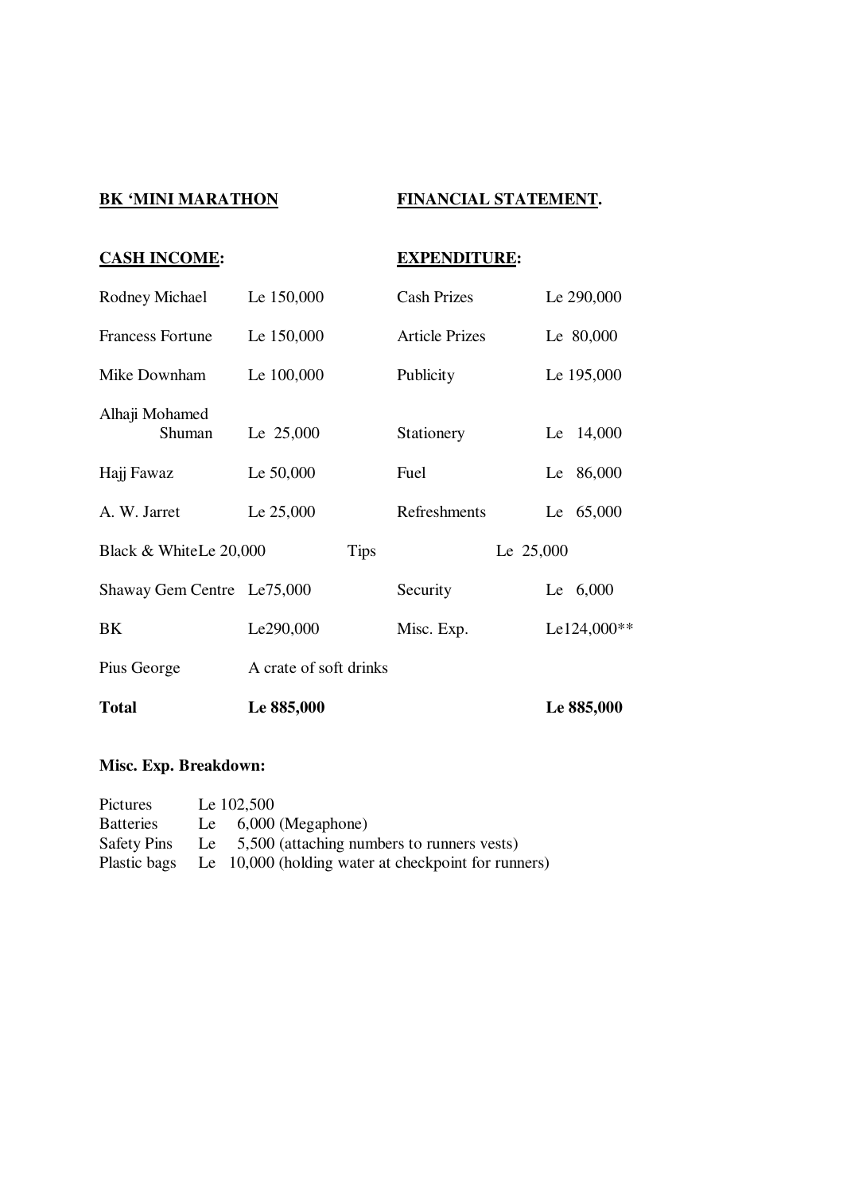**BK 'MINI MARATHON** **FINANCIAL STATEMENT.**

| **CASH INCOME:** | | **EXPENDITURE:** | |
|---|---|---|---|
| Rodney Michael | Le 150,000 | Cash Prizes | Le 290,000 |
| Francess Fortune | Le 150,000 | Article Prizes | Le 80,000 |
| Mike Downham | Le 100,000 | Publicity | Le 195,000 |
| Alhaji Mohamed Shuman | Le 25,000 | Stationery | Le 14,000 |
| Hajj Fawaz | Le 50,000 | Fuel | Le 86,000 |
| A. W. Jarret | Le 25,000 | Refreshments | Le 65,000 |
| Black & White | Le 20,000 | Tips | Le 25,000 |
| Shaway Gem Centre | Le75,000 | Security | Le 6,000 |
| BK | Le290,000 | Misc. Exp. | Le124,000** |
| Pius George | A crate of soft drinks | | |
| **Total** | **Le 885,000** | | **Le 885,000** |

**Misc. Exp. Breakdown:**

| | |
|---|---|
| Pictures | Le 102,500 |
| Batteries | Le 6,000 (Megaphone) |
| Safety Pins | Le 5,500 (attaching numbers to runners vests) |
| Plastic bags | Le 10,000 (holding water at checkpoint for runners) |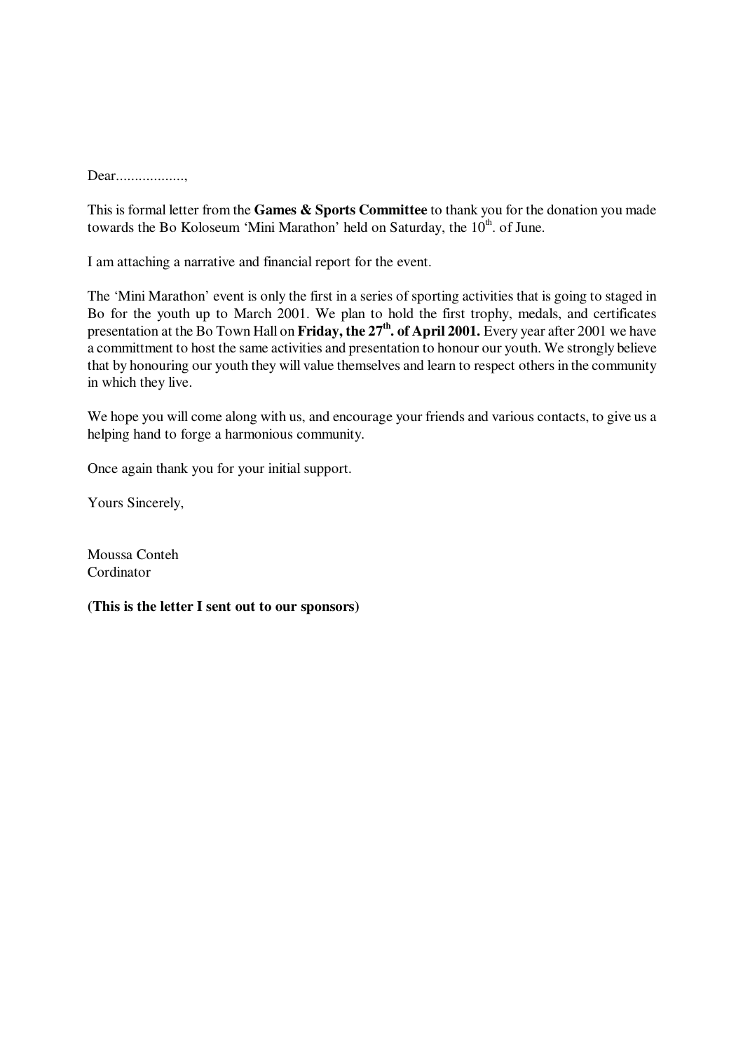Dear..................,

This is formal letter from the **Games & Sports Committee** to thank you for the donation you made towards the Bo Koloseum 'Mini Marathon' held on Saturday, the 10th. of June.

I am attaching a narrative and financial report for the event.

The 'Mini Marathon' event is only the first in a series of sporting activities that is going to staged in Bo for the youth up to March 2001. We plan to hold the first trophy, medals, and certificates presentation at the Bo Town Hall on **Friday, the 27th. of April 2001.** Every year after 2001 we have a committtment to host the same activities and presentation to honour our youth. We strongly believe that by honouring our youth they will value themselves and learn to respect others in the community in which they live.

We hope you will come along with us, and encourage your friends and various contacts, to give us a helping hand to forge a harmonious community.

Once again thank you for your initial support.

Yours Sincerely,

Moussa Conteh
Cordinator

**(This is the letter I sent out to our sponsors)**